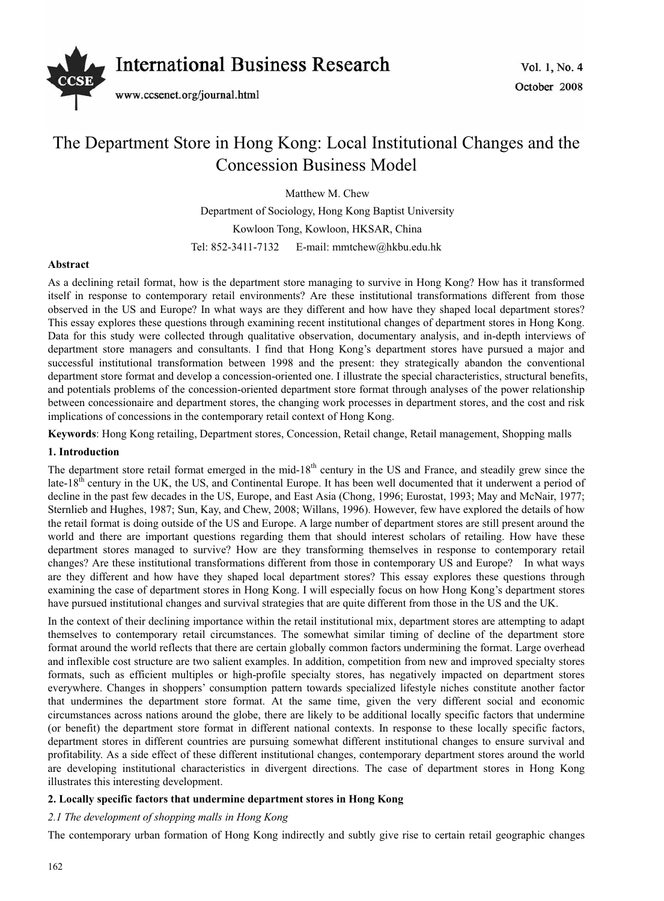# The Department Store in Hong Kong: Local Institutional Changes and the Concession Business Model

Matthew M. Chew

Department of Sociology, Hong Kong Baptist University

Kowloon Tong, Kowloon, HKSAR, China

Tel: 852-3411-7132 E-mail: mmtchew@hkbu.edu.hk

**Abstract**

As a declining retail format, how is the department store managing to survive in Hong Kong? How has it transformed itself in response to contemporary retail environments? Are these institutional transformations different from those observed in the US and Europe? In what ways are they different and how have they shaped local department stores? This essay explores these questions through examining recent institutional changes of department stores in Hong Kong. Data for this study were collected through qualitative observation, documentary analysis, and in-depth interviews of department store managers and consultants. I find that Hong Kong's department stores have pursued a major and successful institutional transformation between 1998 and the present: they strategically abandon the conventional department store format and develop a concession-oriented one. I illustrate the special characteristics, structural benefits, and potentials problems of the concession-oriented department store format through analyses of the power relationship between concessionaire and department stores, the changing work processes in department stores, and the cost and risk implications of concessions in the contemporary retail context of Hong Kong.

**Keywords**: Hong Kong retailing, Department stores, Concession, Retail change, Retail management, Shopping malls

## 1. Introduction

The department store retail format emerged in the mid-18th century in the US and France, and steadily grew since the late-18th century in the UK, the US, and Continental Europe. It has been well documented that it underwent a period of decline in the past few decades in the US, Europe, and East Asia (Chong, 1996; Eurostat, 1993; May and McNair, 1977; Sternlieb and Hughes, 1987; Sun, Kay, and Chew, 2008; Willans, 1996). However, few have explored the details of how the retail format is doing outside of the US and Europe. A large number of department stores are still present around the world and there are important questions regarding them that should interest scholars of retailing. How have these department stores managed to survive? How are they transforming themselves in response to contemporary retail changes? Are these institutional transformations different from those in contemporary US and Europe? In what ways are they different and how have they shaped local department stores? This essay explores these questions through examining the case of department stores in Hong Kong. I will especially focus on how Hong Kong's department stores have pursued institutional changes and survival strategies that are quite different from those in the US and the UK.

In the context of their declining importance within the retail institutional mix, department stores are attempting to adapt themselves to contemporary retail circumstances. The somewhat similar timing of decline of the department store format around the world reflects that there are certain globally common factors undermining the format. Large overhead and inflexible cost structure are two salient examples. In addition, competition from new and improved specialty stores formats, such as efficient multiples or high-profile specialty stores, has negatively impacted on department stores everywhere. Changes in shoppers' consumption pattern towards specialized lifestyle niches constitute another factor that undermines the department store format. At the same time, given the very different social and economic circumstances across nations around the globe, there are likely to be additional locally specific factors that undermine (or benefit) the department store format in different national contexts. In response to these locally specific factors, department stores in different countries are pursuing somewhat different institutional changes to ensure survival and profitability. As a side effect of these different institutional changes, contemporary department stores around the world are developing institutional characteristics in divergent directions. The case of department stores in Hong Kong illustrates this interesting development.

## 2. Locally specific factors that undermine department stores in Hong Kong

### *2.1 The development of shopping malls in Hong Kong*

The contemporary urban formation of Hong Kong indirectly and subtly give rise to certain retail geographic changes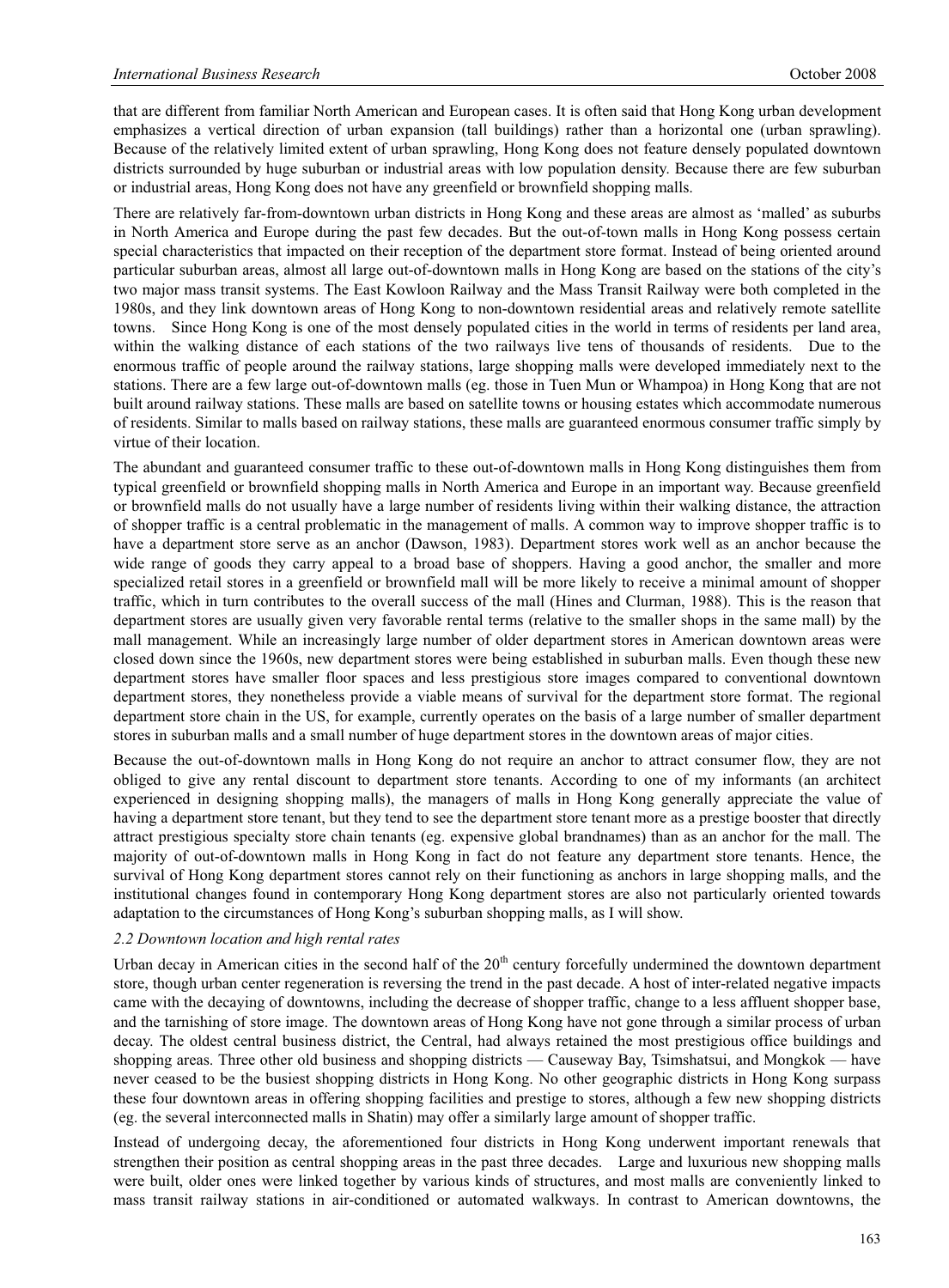that are different from familiar North American and European cases. It is often said that Hong Kong urban development emphasizes a vertical direction of urban expansion (tall buildings) rather than a horizontal one (urban sprawling). Because of the relatively limited extent of urban sprawling, Hong Kong does not feature densely populated downtown districts surrounded by huge suburban or industrial areas with low population density. Because there are few suburban or industrial areas, Hong Kong does not have any greenfield or brownfield shopping malls.

There are relatively far-from-downtown urban districts in Hong Kong and these areas are almost as 'malled' as suburbs in North America and Europe during the past few decades. But the out-of-town malls in Hong Kong possess certain special characteristics that impacted on their reception of the department store format. Instead of being oriented around particular suburban areas, almost all large out-of-downtown malls in Hong Kong are based on the stations of the city's two major mass transit systems. The East Kowloon Railway and the Mass Transit Railway were both completed in the 1980s, and they link downtown areas of Hong Kong to non-downtown residential areas and relatively remote satellite towns. Since Hong Kong is one of the most densely populated cities in the world in terms of residents per land area, within the walking distance of each stations of the two railways live tens of thousands of residents. Due to the enormous traffic of people around the railway stations, large shopping malls were developed immediately next to the stations. There are a few large out-of-downtown malls (eg. those in Tuen Mun or Whampoa) in Hong Kong that are not built around railway stations. These malls are based on satellite towns or housing estates which accommodate numerous of residents. Similar to malls based on railway stations, these malls are guaranteed enormous consumer traffic simply by virtue of their location.

The abundant and guaranteed consumer traffic to these out-of-downtown malls in Hong Kong distinguishes them from typical greenfield or brownfield shopping malls in North America and Europe in an important way. Because greenfield or brownfield malls do not usually have a large number of residents living within their walking distance, the attraction of shopper traffic is a central problematic in the management of malls. A common way to improve shopper traffic is to have a department store serve as an anchor (Dawson, 1983). Department stores work well as an anchor because the wide range of goods they carry appeal to a broad base of shoppers. Having a good anchor, the smaller and more specialized retail stores in a greenfield or brownfield mall will be more likely to receive a minimal amount of shopper traffic, which in turn contributes to the overall success of the mall (Hines and Clurman, 1988). This is the reason that department stores are usually given very favorable rental terms (relative to the smaller shops in the same mall) by the mall management. While an increasingly large number of older department stores in American downtown areas were closed down since the 1960s, new department stores were being established in suburban malls. Even though these new department stores have smaller floor spaces and less prestigious store images compared to conventional downtown department stores, they nonetheless provide a viable means of survival for the department store format. The regional department store chain in the US, for example, currently operates on the basis of a large number of smaller department stores in suburban malls and a small number of huge department stores in the downtown areas of major cities.

Because the out-of-downtown malls in Hong Kong do not require an anchor to attract consumer flow, they are not obliged to give any rental discount to department store tenants. According to one of my informants (an architect experienced in designing shopping malls), the managers of malls in Hong Kong generally appreciate the value of having a department store tenant, but they tend to see the department store tenant more as a prestige booster that directly attract prestigious specialty store chain tenants (eg. expensive global brandnames) than as an anchor for the mall. The majority of out-of-downtown malls in Hong Kong in fact do not feature any department store tenants. Hence, the survival of Hong Kong department stores cannot rely on their functioning as anchors in large shopping malls, and the institutional changes found in contemporary Hong Kong department stores are also not particularly oriented towards adaptation to the circumstances of Hong Kong's suburban shopping malls, as I will show.

### *2.2 Downtown location and high rental rates*

Urban decay in American cities in the second half of the 20th century forcefully undermined the downtown department store, though urban center regeneration is reversing the trend in the past decade. A host of inter-related negative impacts came with the decaying of downtowns, including the decrease of shopper traffic, change to a less affluent shopper base, and the tarnishing of store image. The downtown areas of Hong Kong have not gone through a similar process of urban decay. The oldest central business district, the Central, had always retained the most prestigious office buildings and shopping areas. Three other old business and shopping districts — Causeway Bay, Tsimshatsui, and Mongkok — have never ceased to be the busiest shopping districts in Hong Kong. No other geographic districts in Hong Kong surpass these four downtown areas in offering shopping facilities and prestige to stores, although a few new shopping districts (eg. the several interconnected malls in Shatin) may offer a similarly large amount of shopper traffic.

Instead of undergoing decay, the aforementioned four districts in Hong Kong underwent important renewals that strengthen their position as central shopping areas in the past three decades. Large and luxurious new shopping malls were built, older ones were linked together by various kinds of structures, and most malls are conveniently linked to mass transit railway stations in air-conditioned or automated walkways. In contrast to American downtowns, the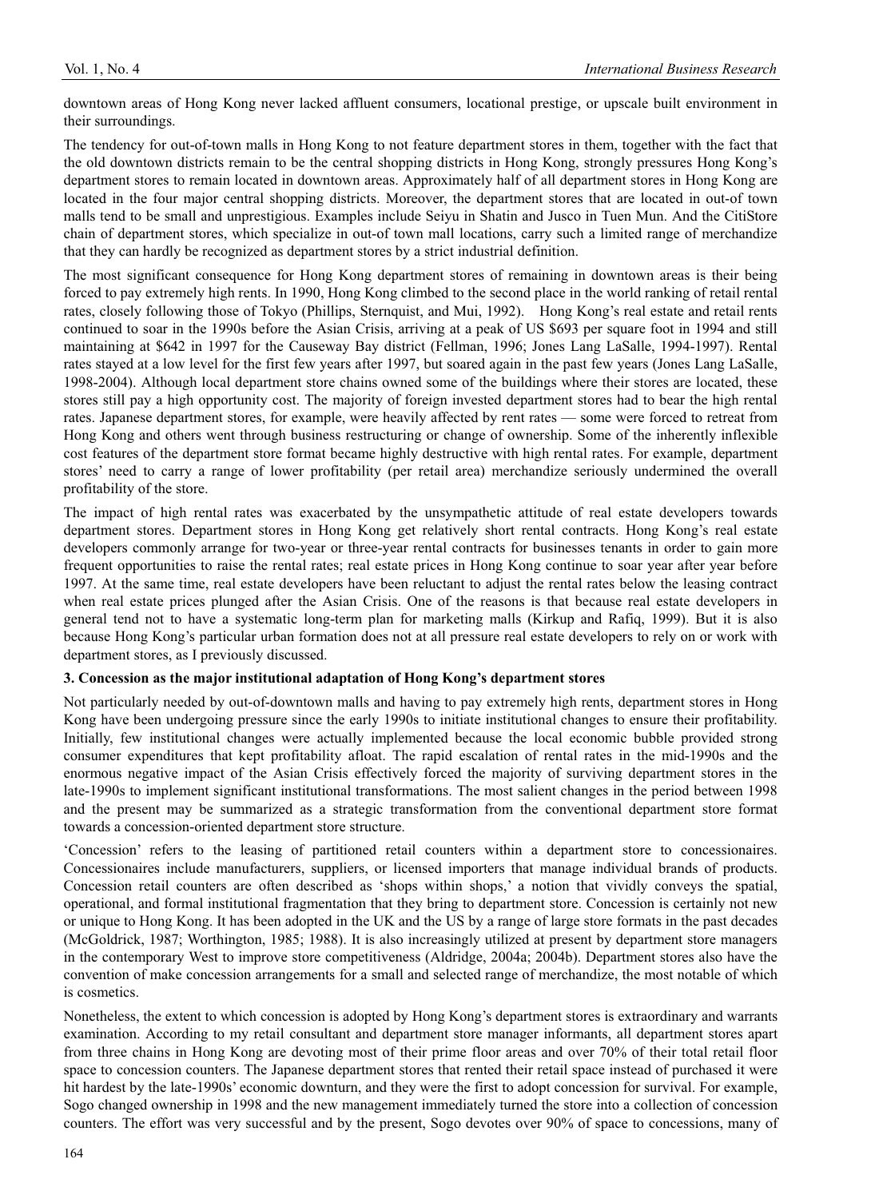downtown areas of Hong Kong never lacked affluent consumers, locational prestige, or upscale built environment in their surroundings.

The tendency for out-of-town malls in Hong Kong to not feature department stores in them, together with the fact that the old downtown districts remain to be the central shopping districts in Hong Kong, strongly pressures Hong Kong's department stores to remain located in downtown areas. Approximately half of all department stores in Hong Kong are located in the four major central shopping districts. Moreover, the department stores that are located in out-of town malls tend to be small and unprestigious. Examples include Seiyu in Shatin and Jusco in Tuen Mun. And the CitiStore chain of department stores, which specialize in out-of town mall locations, carry such a limited range of merchandize that they can hardly be recognized as department stores by a strict industrial definition.

The most significant consequence for Hong Kong department stores of remaining in downtown areas is their being forced to pay extremely high rents. In 1990, Hong Kong climbed to the second place in the world ranking of retail rental rates, closely following those of Tokyo (Phillips, Sternquist, and Mui, 1992). Hong Kong's real estate and retail rents continued to soar in the 1990s before the Asian Crisis, arriving at a peak of US $693 per square foot in 1994 and still maintaining at $642 in 1997 for the Causeway Bay district (Fellman, 1996; Jones Lang LaSalle, 1994-1997). Rental rates stayed at a low level for the first few years after 1997, but soared again in the past few years (Jones Lang LaSalle, 1998-2004). Although local department store chains owned some of the buildings where their stores are located, these stores still pay a high opportunity cost. The majority of foreign invested department stores had to bear the high rental rates. Japanese department stores, for example, were heavily affected by rent rates — some were forced to retreat from Hong Kong and others went through business restructuring or change of ownership. Some of the inherently inflexible cost features of the department store format became highly destructive with high rental rates. For example, department stores' need to carry a range of lower profitability (per retail area) merchandize seriously undermined the overall profitability of the store.

The impact of high rental rates was exacerbated by the unsympathetic attitude of real estate developers towards department stores. Department stores in Hong Kong get relatively short rental contracts. Hong Kong's real estate developers commonly arrange for two-year or three-year rental contracts for businesses tenants in order to gain more frequent opportunities to raise the rental rates; real estate prices in Hong Kong continue to soar year after year before 1997. At the same time, real estate developers have been reluctant to adjust the rental rates below the leasing contract when real estate prices plunged after the Asian Crisis. One of the reasons is that because real estate developers in general tend not to have a systematic long-term plan for marketing malls (Kirkup and Rafiq, 1999). But it is also because Hong Kong's particular urban formation does not at all pressure real estate developers to rely on or work with department stores, as I previously discussed.

### 3. Concession as the major institutional adaptation of Hong Kong's department stores

Not particularly needed by out-of-downtown malls and having to pay extremely high rents, department stores in Hong Kong have been undergoing pressure since the early 1990s to initiate institutional changes to ensure their profitability. Initially, few institutional changes were actually implemented because the local economic bubble provided strong consumer expenditures that kept profitability afloat. The rapid escalation of rental rates in the mid-1990s and the enormous negative impact of the Asian Crisis effectively forced the majority of surviving department stores in the late-1990s to implement significant institutional transformations. The most salient changes in the period between 1998 and the present may be summarized as a strategic transformation from the conventional department store format towards a concession-oriented department store structure.

'Concession' refers to the leasing of partitioned retail counters within a department store to concessionaires. Concessionaires include manufacturers, suppliers, or licensed importers that manage individual brands of products. Concession retail counters are often described as 'shops within shops,' a notion that vividly conveys the spatial, operational, and formal institutional fragmentation that they bring to department store. Concession is certainly not new or unique to Hong Kong. It has been adopted in the UK and the US by a range of large store formats in the past decades (McGoldrick, 1987; Worthington, 1985; 1988). It is also increasingly utilized at present by department store managers in the contemporary West to improve store competitiveness (Aldridge, 2004a; 2004b). Department stores also have the convention of make concession arrangements for a small and selected range of merchandize, the most notable of which is cosmetics.

Nonetheless, the extent to which concession is adopted by Hong Kong's department stores is extraordinary and warrants examination. According to my retail consultant and department store manager informants, all department stores apart from three chains in Hong Kong are devoting most of their prime floor areas and over 70% of their total retail floor space to concession counters. The Japanese department stores that rented their retail space instead of purchased it were hit hardest by the late-1990s' economic downturn, and they were the first to adopt concession for survival. For example, Sogo changed ownership in 1998 and the new management immediately turned the store into a collection of concession counters. The effort was very successful and by the present, Sogo devotes over 90% of space to concessions, many of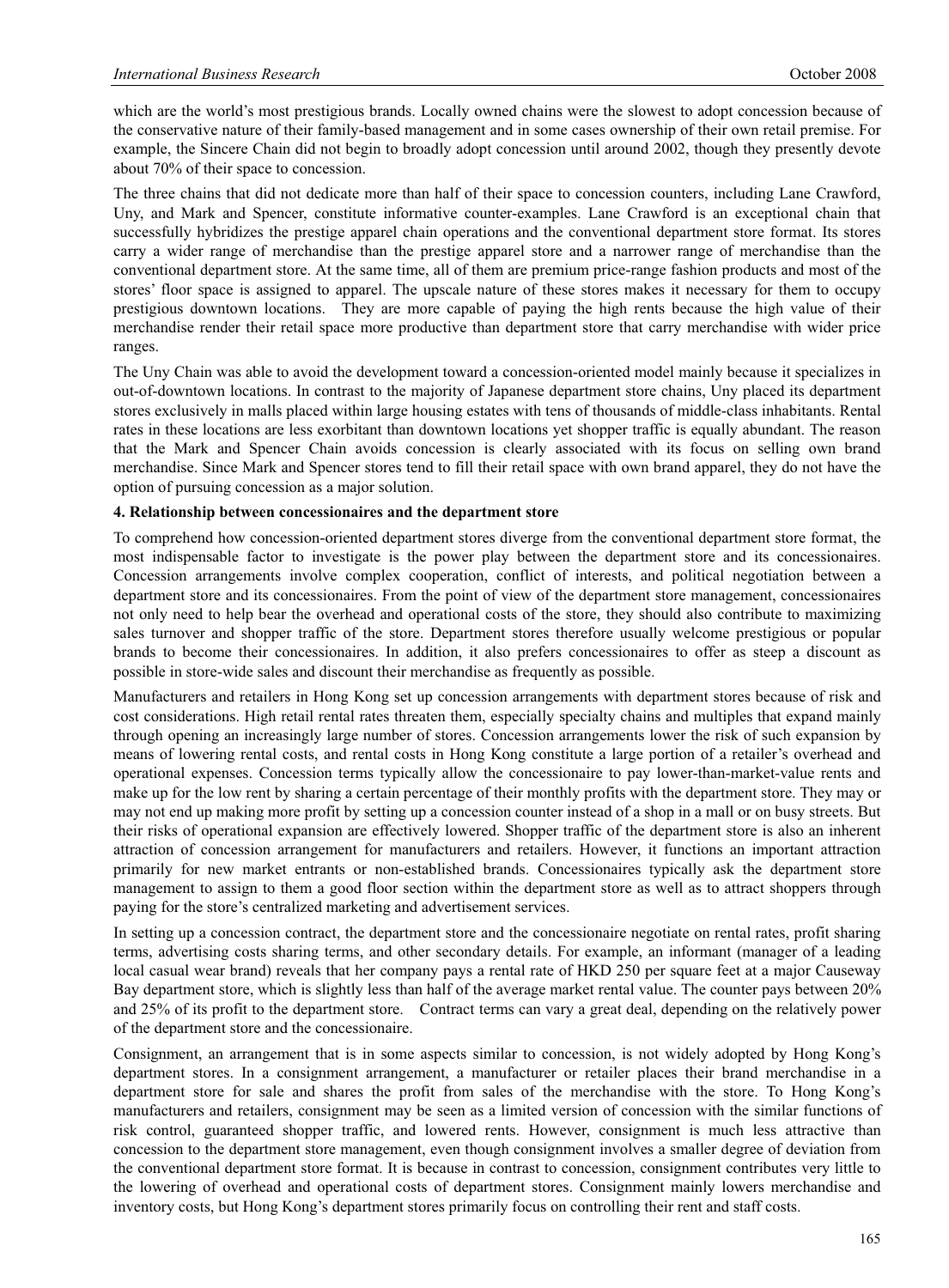which are the world's most prestigious brands. Locally owned chains were the slowest to adopt concession because of the conservative nature of their family-based management and in some cases ownership of their own retail premise. For example, the Sincere Chain did not begin to broadly adopt concession until around 2002, though they presently devote about 70% of their space to concession.

The three chains that did not dedicate more than half of their space to concession counters, including Lane Crawford, Uny, and Mark and Spencer, constitute informative counter-examples. Lane Crawford is an exceptional chain that successfully hybridizes the prestige apparel chain operations and the conventional department store format. Its stores carry a wider range of merchandise than the prestige apparel store and a narrower range of merchandise than the conventional department store. At the same time, all of them are premium price-range fashion products and most of the stores' floor space is assigned to apparel. The upscale nature of these stores makes it necessary for them to occupy prestigious downtown locations. They are more capable of paying the high rents because the high value of their merchandise render their retail space more productive than department store that carry merchandise with wider price ranges.

The Uny Chain was able to avoid the development toward a concession-oriented model mainly because it specializes in out-of-downtown locations. In contrast to the majority of Japanese department store chains, Uny placed its department stores exclusively in malls placed within large housing estates with tens of thousands of middle-class inhabitants. Rental rates in these locations are less exorbitant than downtown locations yet shopper traffic is equally abundant. The reason that the Mark and Spencer Chain avoids concession is clearly associated with its focus on selling own brand merchandise. Since Mark and Spencer stores tend to fill their retail space with own brand apparel, they do not have the option of pursuing concession as a major solution.

## 4. Relationship between concessionaires and the department store

To comprehend how concession-oriented department stores diverge from the conventional department store format, the most indispensable factor to investigate is the power play between the department store and its concessionaires. Concession arrangements involve complex cooperation, conflict of interests, and political negotiation between a department store and its concessionaires. From the point of view of the department store management, concessionaires not only need to help bear the overhead and operational costs of the store, they should also contribute to maximizing sales turnover and shopper traffic of the store. Department stores therefore usually welcome prestigious or popular brands to become their concessionaires. In addition, it also prefers concessionaires to offer as steep a discount as possible in store-wide sales and discount their merchandise as frequently as possible.

Manufacturers and retailers in Hong Kong set up concession arrangements with department stores because of risk and cost considerations. High retail rental rates threaten them, especially specialty chains and multiples that expand mainly through opening an increasingly large number of stores. Concession arrangements lower the risk of such expansion by means of lowering rental costs, and rental costs in Hong Kong constitute a large portion of a retailer's overhead and operational expenses. Concession terms typically allow the concessionaire to pay lower-than-market-value rents and make up for the low rent by sharing a certain percentage of their monthly profits with the department store. They may or may not end up making more profit by setting up a concession counter instead of a shop in a mall or on busy streets. But their risks of operational expansion are effectively lowered. Shopper traffic of the department store is also an inherent attraction of concession arrangement for manufacturers and retailers. However, it functions an important attraction primarily for new market entrants or non-established brands. Concessionaires typically ask the department store management to assign to them a good floor section within the department store as well as to attract shoppers through paying for the store's centralized marketing and advertisement services.

In setting up a concession contract, the department store and the concessionaire negotiate on rental rates, profit sharing terms, advertising costs sharing terms, and other secondary details. For example, an informant (manager of a leading local casual wear brand) reveals that her company pays a rental rate of HKD 250 per square feet at a major Causeway Bay department store, which is slightly less than half of the average market rental value. The counter pays between 20% and 25% of its profit to the department store. Contract terms can vary a great deal, depending on the relatively power of the department store and the concessionaire.

Consignment, an arrangement that is in some aspects similar to concession, is not widely adopted by Hong Kong's department stores. In a consignment arrangement, a manufacturer or retailer places their brand merchandise in a department store for sale and shares the profit from sales of the merchandise with the store. To Hong Kong's manufacturers and retailers, consignment may be seen as a limited version of concession with the similar functions of risk control, guaranteed shopper traffic, and lowered rents. However, consignment is much less attractive than concession to the department store management, even though consignment involves a smaller degree of deviation from the conventional department store format. It is because in contrast to concession, consignment contributes very little to the lowering of overhead and operational costs of department stores. Consignment mainly lowers merchandise and inventory costs, but Hong Kong's department stores primarily focus on controlling their rent and staff costs.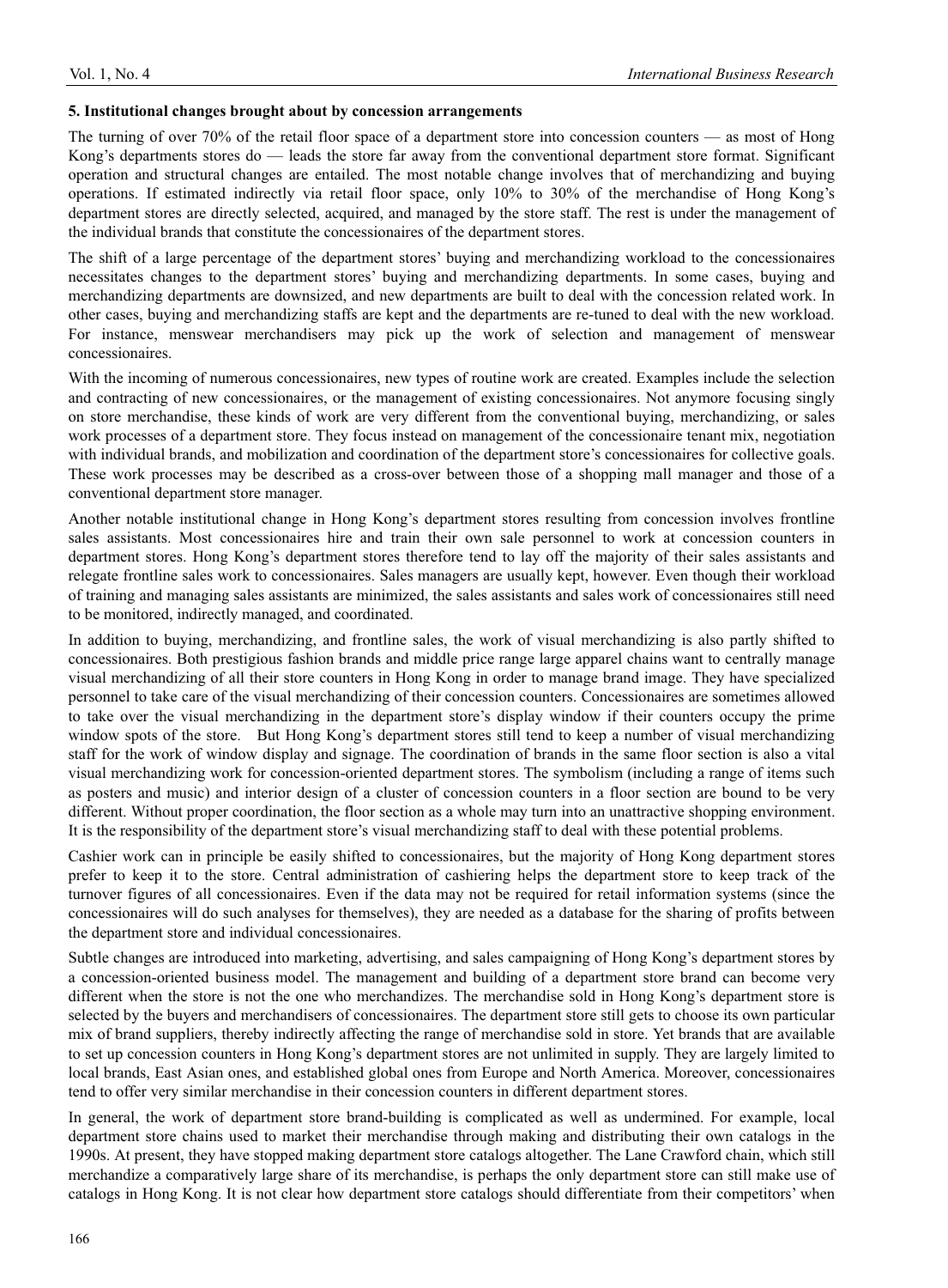### 5. Institutional changes brought about by concession arrangements

The turning of over 70% of the retail floor space of a department store into concession counters — as most of Hong Kong's departments stores do — leads the store far away from the conventional department store format. Significant operation and structural changes are entailed. The most notable change involves that of merchandizing and buying operations. If estimated indirectly via retail floor space, only 10% to 30% of the merchandise of Hong Kong's department stores are directly selected, acquired, and managed by the store staff. The rest is under the management of the individual brands that constitute the concessionaires of the department stores.

The shift of a large percentage of the department stores' buying and merchandizing workload to the concessionaires necessitates changes to the department stores' buying and merchandizing departments. In some cases, buying and merchandizing departments are downsized, and new departments are built to deal with the concession related work. In other cases, buying and merchandizing staffs are kept and the departments are re-tuned to deal with the new workload. For instance, menswear merchandisers may pick up the work of selection and management of menswear concessionaires.

With the incoming of numerous concessionaires, new types of routine work are created. Examples include the selection and contracting of new concessionaires, or the management of existing concessionaires. Not anymore focusing singly on store merchandise, these kinds of work are very different from the conventional buying, merchandizing, or sales work processes of a department store. They focus instead on management of the concessionaire tenant mix, negotiation with individual brands, and mobilization and coordination of the department store's concessionaires for collective goals. These work processes may be described as a cross-over between those of a shopping mall manager and those of a conventional department store manager.

Another notable institutional change in Hong Kong's department stores resulting from concession involves frontline sales assistants. Most concessionaires hire and train their own sale personnel to work at concession counters in department stores. Hong Kong's department stores therefore tend to lay off the majority of their sales assistants and relegate frontline sales work to concessionaires. Sales managers are usually kept, however. Even though their workload of training and managing sales assistants are minimized, the sales assistants and sales work of concessionaires still need to be monitored, indirectly managed, and coordinated.

In addition to buying, merchandizing, and frontline sales, the work of visual merchandizing is also partly shifted to concessionaires. Both prestigious fashion brands and middle price range large apparel chains want to centrally manage visual merchandizing of all their store counters in Hong Kong in order to manage brand image. They have specialized personnel to take care of the visual merchandizing of their concession counters. Concessionaires are sometimes allowed to take over the visual merchandizing in the department store's display window if their counters occupy the prime window spots of the store. But Hong Kong's department stores still tend to keep a number of visual merchandizing staff for the work of window display and signage. The coordination of brands in the same floor section is also a vital visual merchandizing work for concession-oriented department stores. The symbolism (including a range of items such as posters and music) and interior design of a cluster of concession counters in a floor section are bound to be very different. Without proper coordination, the floor section as a whole may turn into an unattractive shopping environment. It is the responsibility of the department store's visual merchandizing staff to deal with these potential problems.

Cashier work can in principle be easily shifted to concessionaires, but the majority of Hong Kong department stores prefer to keep it to the store. Central administration of cashiering helps the department store to keep track of the turnover figures of all concessionaires. Even if the data may not be required for retail information systems (since the concessionaires will do such analyses for themselves), they are needed as a database for the sharing of profits between the department store and individual concessionaires.

Subtle changes are introduced into marketing, advertising, and sales campaigning of Hong Kong's department stores by a concession-oriented business model. The management and building of a department store brand can become very different when the store is not the one who merchandizes. The merchandise sold in Hong Kong's department store is selected by the buyers and merchandisers of concessionaires. The department store still gets to choose its own particular mix of brand suppliers, thereby indirectly affecting the range of merchandise sold in store. Yet brands that are available to set up concession counters in Hong Kong's department stores are not unlimited in supply. They are largely limited to local brands, East Asian ones, and established global ones from Europe and North America. Moreover, concessionaires tend to offer very similar merchandise in their concession counters in different department stores.

In general, the work of department store brand-building is complicated as well as undermined. For example, local department store chains used to market their merchandise through making and distributing their own catalogs in the 1990s. At present, they have stopped making department store catalogs altogether. The Lane Crawford chain, which still merchandize a comparatively large share of its merchandise, is perhaps the only department store can still make use of catalogs in Hong Kong. It is not clear how department store catalogs should differentiate from their competitors' when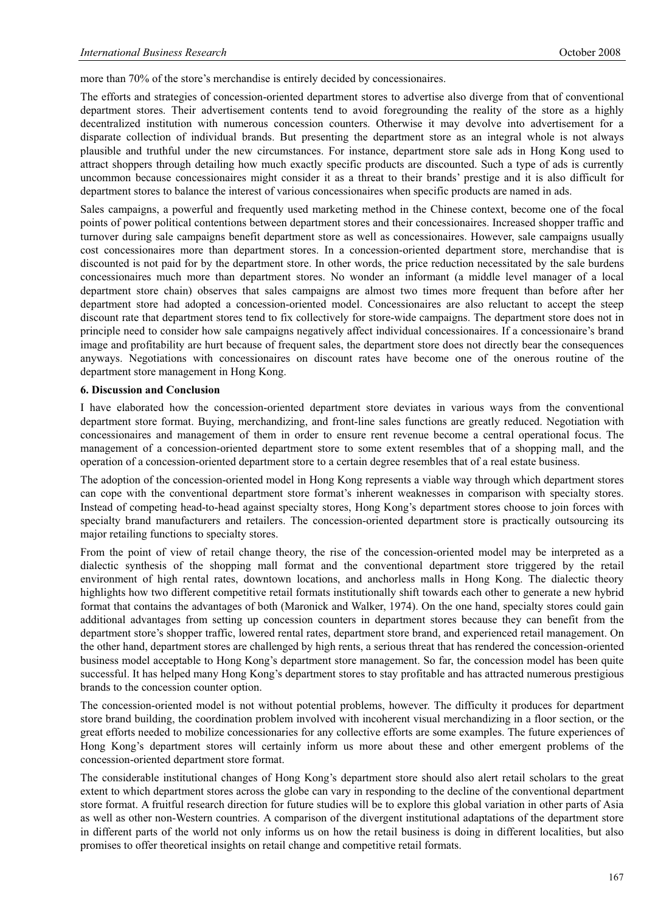more than 70% of the store's merchandise is entirely decided by concessionaires.

The efforts and strategies of concession-oriented department stores to advertise also diverge from that of conventional department stores. Their advertisement contents tend to avoid foregrounding the reality of the store as a highly decentralized institution with numerous concession counters. Otherwise it may devolve into advertisement for a disparate collection of individual brands. But presenting the department store as an integral whole is not always plausible and truthful under the new circumstances. For instance, department store sale ads in Hong Kong used to attract shoppers through detailing how much exactly specific products are discounted. Such a type of ads is currently uncommon because concessionaires might consider it as a threat to their brands' prestige and it is also difficult for department stores to balance the interest of various concessionaires when specific products are named in ads.

Sales campaigns, a powerful and frequently used marketing method in the Chinese context, become one of the focal points of power political contentions between department stores and their concessionaires. Increased shopper traffic and turnover during sale campaigns benefit department store as well as concessionaires. However, sale campaigns usually cost concessionaires more than department stores. In a concession-oriented department store, merchandise that is discounted is not paid for by the department store. In other words, the price reduction necessitated by the sale burdens concessionaires much more than department stores. No wonder an informant (a middle level manager of a local department store chain) observes that sales campaigns are almost two times more frequent than before after her department store had adopted a concession-oriented model. Concessionaires are also reluctant to accept the steep discount rate that department stores tend to fix collectively for store-wide campaigns. The department store does not in principle need to consider how sale campaigns negatively affect individual concessionaires. If a concessionaire's brand image and profitability are hurt because of frequent sales, the department store does not directly bear the consequences anyways. Negotiations with concessionaires on discount rates have become one of the onerous routine of the department store management in Hong Kong.

## 6. Discussion and Conclusion

I have elaborated how the concession-oriented department store deviates in various ways from the conventional department store format. Buying, merchandizing, and front-line sales functions are greatly reduced. Negotiation with concessionaires and management of them in order to ensure rent revenue become a central operational focus. The management of a concession-oriented department store to some extent resembles that of a shopping mall, and the operation of a concession-oriented department store to a certain degree resembles that of a real estate business.

The adoption of the concession-oriented model in Hong Kong represents a viable way through which department stores can cope with the conventional department store format's inherent weaknesses in comparison with specialty stores. Instead of competing head-to-head against specialty stores, Hong Kong's department stores choose to join forces with specialty brand manufacturers and retailers. The concession-oriented department store is practically outsourcing its major retailing functions to specialty stores.

From the point of view of retail change theory, the rise of the concession-oriented model may be interpreted as a dialectic synthesis of the shopping mall format and the conventional department store triggered by the retail environment of high rental rates, downtown locations, and anchorless malls in Hong Kong. The dialectic theory highlights how two different competitive retail formats institutionally shift towards each other to generate a new hybrid format that contains the advantages of both (Maronick and Walker, 1974). On the one hand, specialty stores could gain additional advantages from setting up concession counters in department stores because they can benefit from the department store's shopper traffic, lowered rental rates, department store brand, and experienced retail management. On the other hand, department stores are challenged by high rents, a serious threat that has rendered the concession-oriented business model acceptable to Hong Kong's department store management. So far, the concession model has been quite successful. It has helped many Hong Kong's department stores to stay profitable and has attracted numerous prestigious brands to the concession counter option.

The concession-oriented model is not without potential problems, however. The difficulty it produces for department store brand building, the coordination problem involved with incoherent visual merchandizing in a floor section, or the great efforts needed to mobilize concessionaires for any collective efforts are some examples. The future experiences of Hong Kong's department stores will certainly inform us more about these and other emergent problems of the concession-oriented department store format.

The considerable institutional changes of Hong Kong's department store should also alert retail scholars to the great extent to which department stores across the globe can vary in responding to the decline of the conventional department store format. A fruitful research direction for future studies will be to explore this global variation in other parts of Asia as well as other non-Western countries. A comparison of the divergent institutional adaptations of the department store in different parts of the world not only informs us on how the retail business is doing in different localities, but also promises to offer theoretical insights on retail change and competitive retail formats.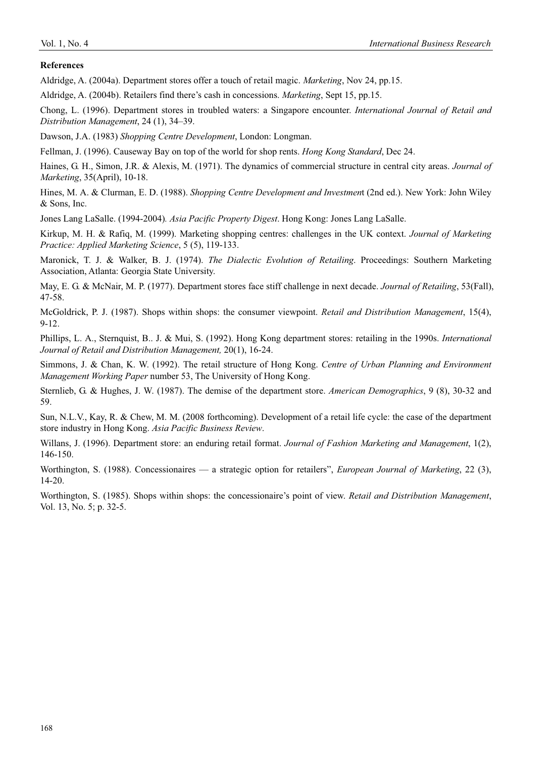**References**

Aldridge, A. (2004a). Department stores offer a touch of retail magic. *Marketing*, Nov 24, pp.15.

Aldridge, A. (2004b). Retailers find there's cash in concessions. *Marketing*, Sept 15, pp.15.

Chong, L. (1996). Department stores in troubled waters: a Singapore encounter. *International Journal of Retail and Distribution Management*, 24 (1), 34–39.

Dawson, J.A. (1983) *Shopping Centre Development*, London: Longman.

Fellman, J. (1996). Causeway Bay on top of the world for shop rents. *Hong Kong Standard*, Dec 24.

Haines, G. H., Simon, J.R. & Alexis, M. (1971). The dynamics of commercial structure in central city areas. *Journal of Marketing*, 35(April), 10-18.

Hines, M. A. & Clurman, E. D. (1988). *Shopping Centre Development and Investment* (2nd ed.). New York: John Wiley & Sons, Inc.

Jones Lang LaSalle. (1994-2004). *Asia Pacific Property Digest*. Hong Kong: Jones Lang LaSalle.

Kirkup, M. H. & Rafiq, M. (1999). Marketing shopping centres: challenges in the UK context. *Journal of Marketing Practice: Applied Marketing Science*, 5 (5), 119-133.

Maronick, T. J. & Walker, B. J. (1974). *The Dialectic Evolution of Retailing*. Proceedings: Southern Marketing Association, Atlanta: Georgia State University.

May, E. G. & McNair, M. P. (1977). Department stores face stiff challenge in next decade. *Journal of Retailing*, 53(Fall), 47-58.

McGoldrick, P. J. (1987). Shops within shops: the consumer viewpoint. *Retail and Distribution Management*, 15(4), 9-12.

Phillips, L. A., Sternquist, B.. J. & Mui, S. (1992). Hong Kong department stores: retailing in the 1990s. *International Journal of Retail and Distribution Management,* 20(1), 16-24.

Simmons, J. & Chan, K. W. (1992). The retail structure of Hong Kong. *Centre of Urban Planning and Environment Management Working Paper* number 53, The University of Hong Kong.

Sternlieb, G. & Hughes, J. W. (1987). The demise of the department store. *American Demographics*, 9 (8), 30-32 and 59.

Sun, N.L.V., Kay, R. & Chew, M. M. (2008 forthcoming). Development of a retail life cycle: the case of the department store industry in Hong Kong. *Asia Pacific Business Review*.

Willans, J. (1996). Department store: an enduring retail format. *Journal of Fashion Marketing and Management*, 1(2), 146-150.

Worthington, S. (1988). Concessionaires — a strategic option for retailers", *European Journal of Marketing*, 22 (3), 14-20.

Worthington, S. (1985). Shops within shops: the concessionaire's point of view. *Retail and Distribution Management*, Vol. 13, No. 5; p. 32-5.